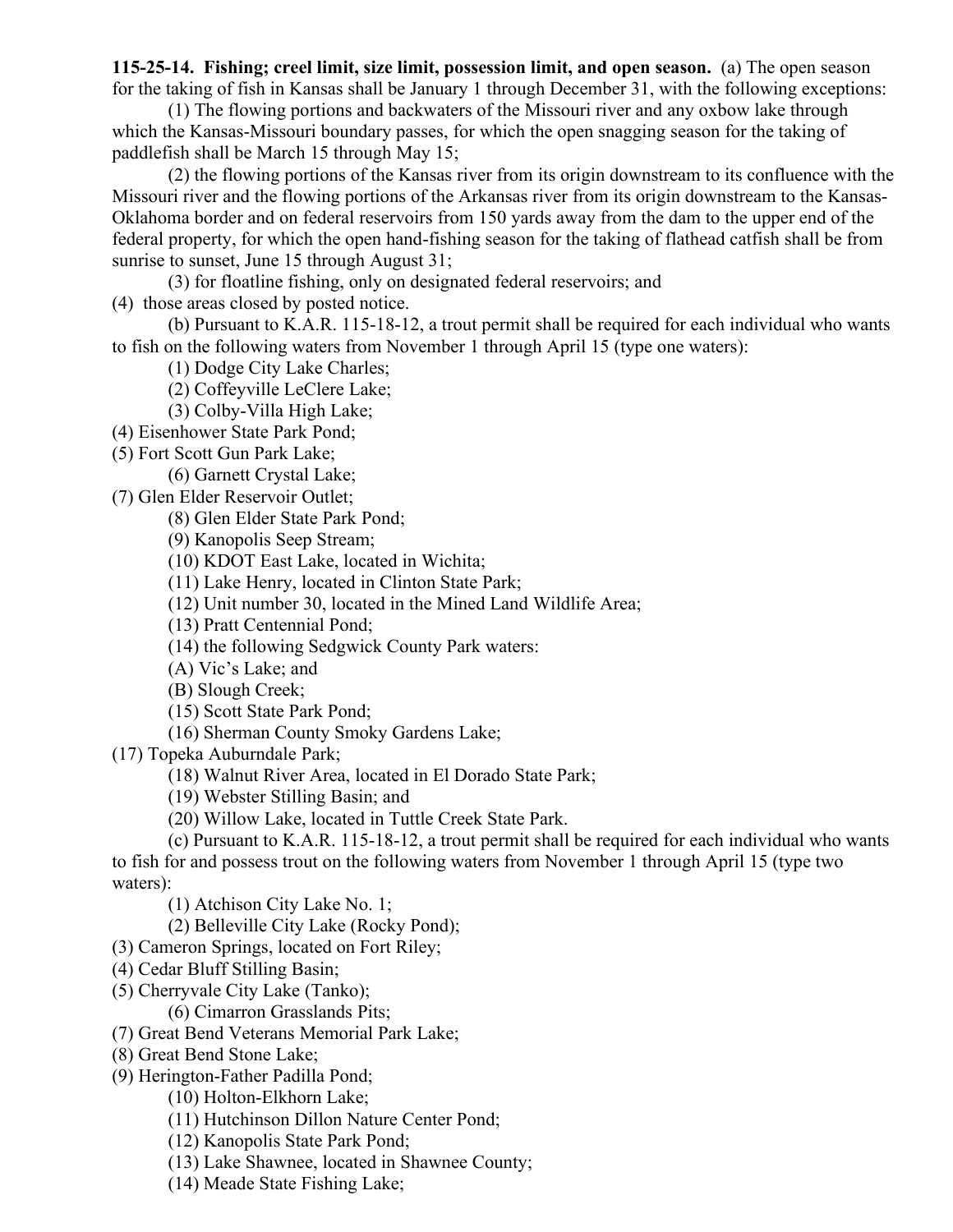**115-25-14. Fishing; creel limit, size limit, possession limit, and open season.** (a) The open season for the taking of fish in Kansas shall be January 1 through December 31, with the following exceptions:

(1) The flowing portions and backwaters of the Missouri river and any oxbow lake through which the Kansas-Missouri boundary passes, for which the open snagging season for the taking of paddlefish shall be March 15 through May 15;

(2) the flowing portions of the Kansas river from its origin downstream to its confluence with the Missouri river and the flowing portions of the Arkansas river from its origin downstream to the Kansas-Oklahoma border and on federal reservoirs from 150 yards away from the dam to the upper end of the federal property, for which the open hand-fishing season for the taking of flathead catfish shall be from sunrise to sunset, June 15 through August 31;

(3) for floatline fishing, only on designated federal reservoirs; and

(4) those areas closed by posted notice.

(b) Pursuant to K.A.R. 115-18-12, a trout permit shall be required for each individual who wants to fish on the following waters from November 1 through April 15 (type one waters):

(1) Dodge City Lake Charles;
(2) Coffeyville LeClere Lake;
(3) Colby-Villa High Lake;
(4) Eisenhower State Park Pond;
(5) Fort Scott Gun Park Lake;
(6) Garnett Crystal Lake;
(7) Glen Elder Reservoir Outlet;
(8) Glen Elder State Park Pond;
(9) Kanopolis Seep Stream;
(10) KDOT East Lake, located in Wichita;
(11) Lake Henry, located in Clinton State Park;
(12) Unit number 30, located in the Mined Land Wildlife Area;
(13) Pratt Centennial Pond;
(14) the following Sedgwick County Park waters:
(A) Vic's Lake; and
(B) Slough Creek;
(15) Scott State Park Pond;
(16) Sherman County Smoky Gardens Lake;
(17) Topeka Auburndale Park;
(18) Walnut River Area, located in El Dorado State Park;
(19) Webster Stilling Basin; and
(20) Willow Lake, located in Tuttle Creek State Park.

(c) Pursuant to K.A.R. 115-18-12, a trout permit shall be required for each individual who wants to fish for and possess trout on the following waters from November 1 through April 15 (type two waters):

(1) Atchison City Lake No. 1;
(2) Belleville City Lake (Rocky Pond);
(3) Cameron Springs, located on Fort Riley;
(4) Cedar Bluff Stilling Basin;
(5) Cherryvale City Lake (Tanko);
(6) Cimarron Grasslands Pits;
(7) Great Bend Veterans Memorial Park Lake;
(8) Great Bend Stone Lake;
(9) Herington-Father Padilla Pond;
(10) Holton-Elkhorn Lake;
(11) Hutchinson Dillon Nature Center Pond;
(12) Kanopolis State Park Pond;
(13) Lake Shawnee, located in Shawnee County;
(14) Meade State Fishing Lake;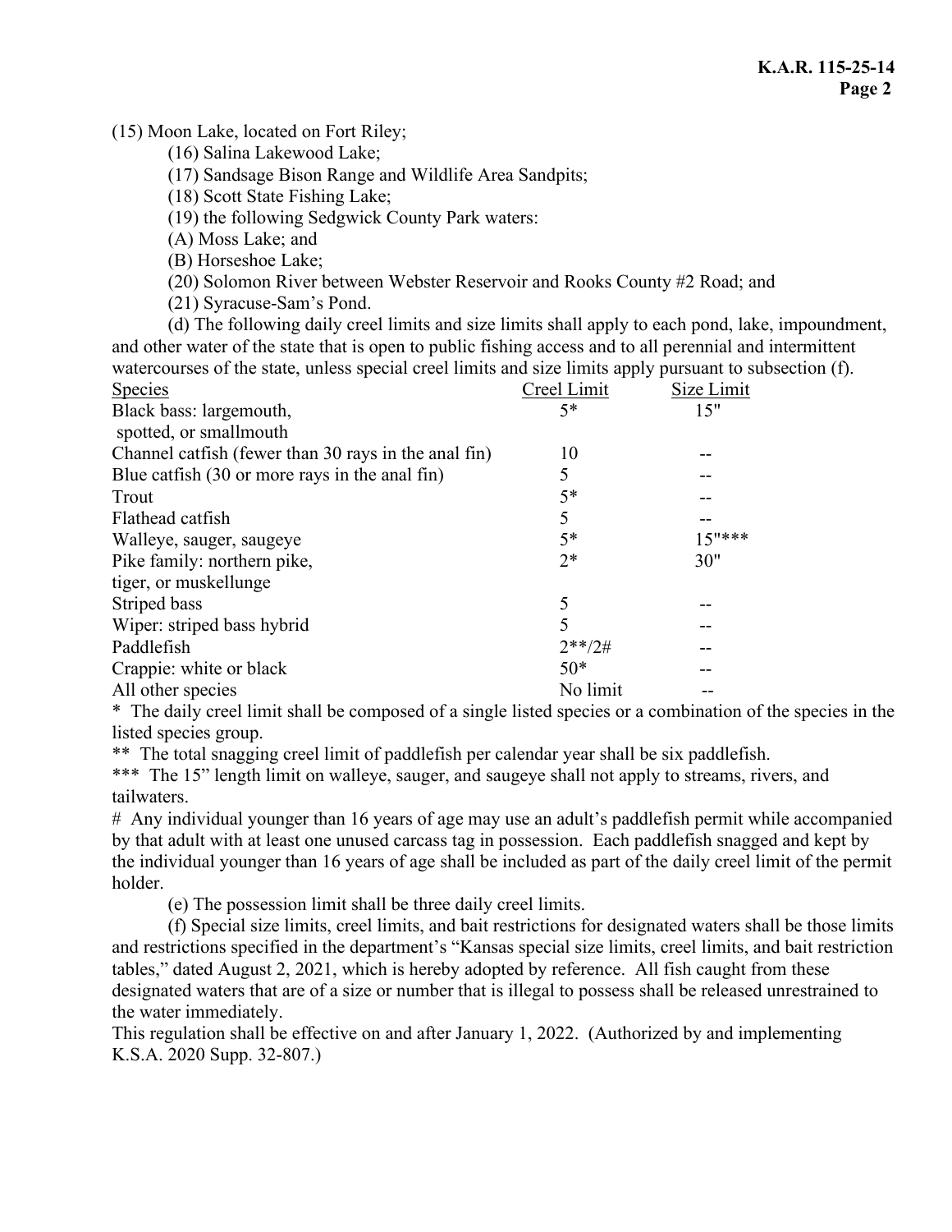(15) Moon Lake, located on Fort Riley;

(16) Salina Lakewood Lake;

(17) Sandsage Bison Range and Wildlife Area Sandpits;

(18) Scott State Fishing Lake;

(19) the following Sedgwick County Park waters:

(A) Moss Lake; and

(B) Horseshoe Lake;

(20) Solomon River between Webster Reservoir and Rooks County #2 Road; and

(21) Syracuse-Sam's Pond.

(d) The following daily creel limits and size limits shall apply to each pond, lake, impoundment, and other water of the state that is open to public fishing access and to all perennial and intermittent watercourses of the state, unless special creel limits and size limits apply pursuant to subsection (f).

| Species | Creel Limit | Size Limit |
|---|---|---|
| Black bass: largemouth, spotted, or smallmouth | 5* | 15" |
| Channel catfish (fewer than 30 rays in the anal fin) | 10 | -- |
| Blue catfish (30 or more rays in the anal fin) | 5 | -- |
| Trout | 5* | -- |
| Flathead catfish | 5 | -- |
| Walleye, sauger, saugeye | 5* | 15"*** |
| Pike family: northern pike, tiger, or muskellunge | 2* | 30" |
| Striped bass | 5 | -- |
| Wiper: striped bass hybrid | 5 | -- |
| Paddlefish | 2**/2# | -- |
| Crappie: white or black | 50* | -- |
| All other species | No limit | -- |

\* The daily creel limit shall be composed of a single listed species or a combination of the species in the listed species group.

\** The total snagging creel limit of paddlefish per calendar year shall be six paddlefish.

\*** The 15" length limit on walleye, sauger, and saugeye shall not apply to streams, rivers, and tailwaters.

\# Any individual younger than 16 years of age may use an adult's paddlefish permit while accompanied by that adult with at least one unused carcass tag in possession. Each paddlefish snagged and kept by the individual younger than 16 years of age shall be included as part of the daily creel limit of the permit holder.

(e) The possession limit shall be three daily creel limits.

(f) Special size limits, creel limits, and bait restrictions for designated waters shall be those limits and restrictions specified in the department's "Kansas special size limits, creel limits, and bait restriction tables," dated August 2, 2021, which is hereby adopted by reference. All fish caught from these designated waters that are of a size or number that is illegal to possess shall be released unrestrained to the water immediately.

This regulation shall be effective on and after January 1, 2022. (Authorized by and implementing K.S.A. 2020 Supp. 32-807.)